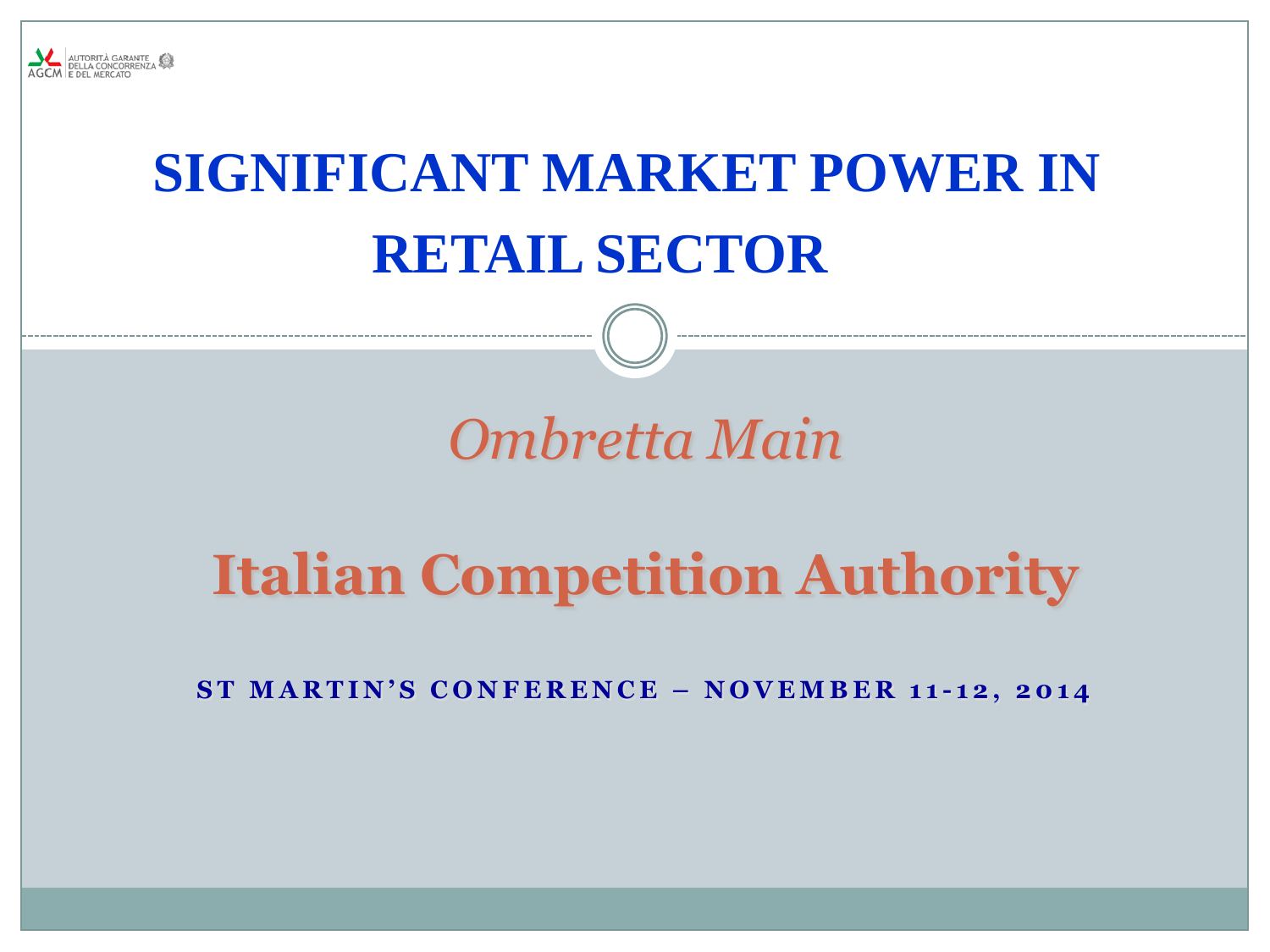AUTORITÀ GARANTE DELLA CONCORRENZA E DEL MERCATO

AGCM

# SIGNIFICANT MARKET POWER IN RETAIL SECTOR

*Ombretta Main*

## Italian Competition Authority

**ST MARTIN'S CONFERENCE – NOVEMBER 11-12, 2014**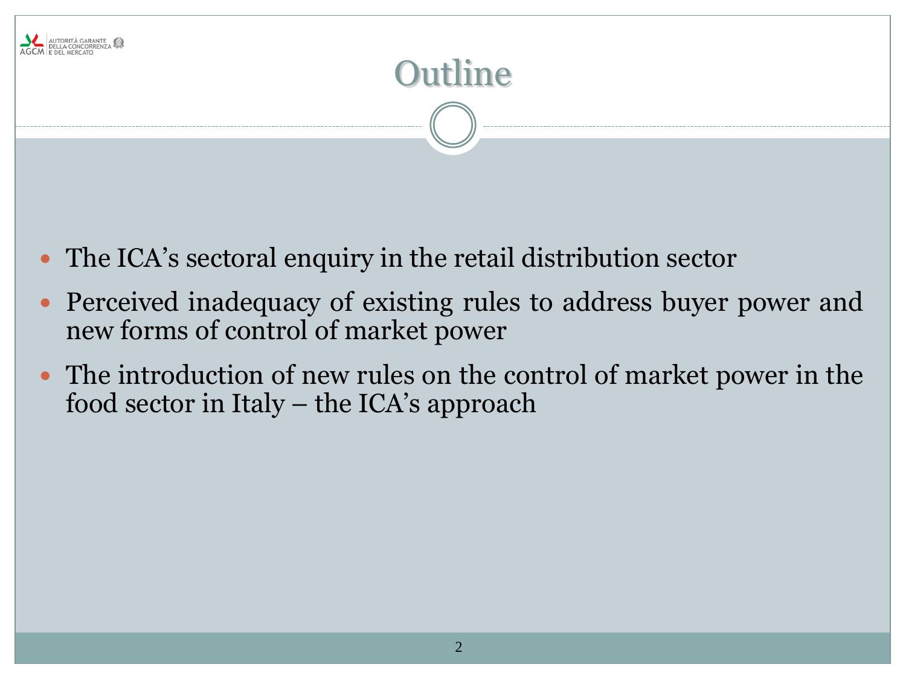# Outline

- The ICA's sectoral enquiry in the retail distribution sector
- Perceived inadequacy of existing rules to address buyer power and new forms of control of market power
- The introduction of new rules on the control of market power in the food sector in Italy – the ICA's approach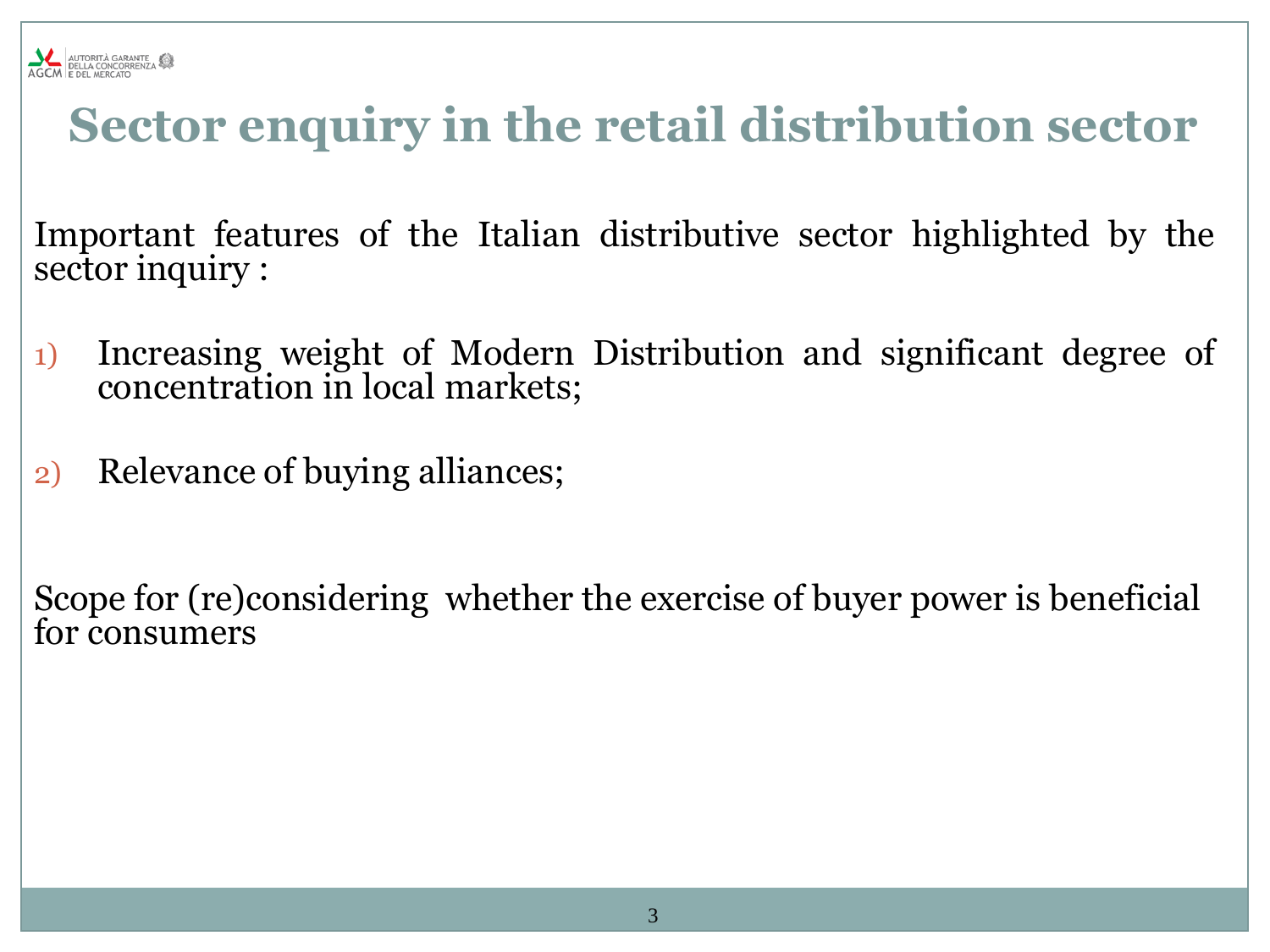# Sector enquiry in the retail distribution sector

Important features of the Italian distributive sector highlighted by the sector inquiry :

1) Increasing weight of Modern Distribution and significant degree of concentration in local markets;

2) Relevance of buying alliances;

Scope for (re)considering whether the exercise of buyer power is beneficial for consumers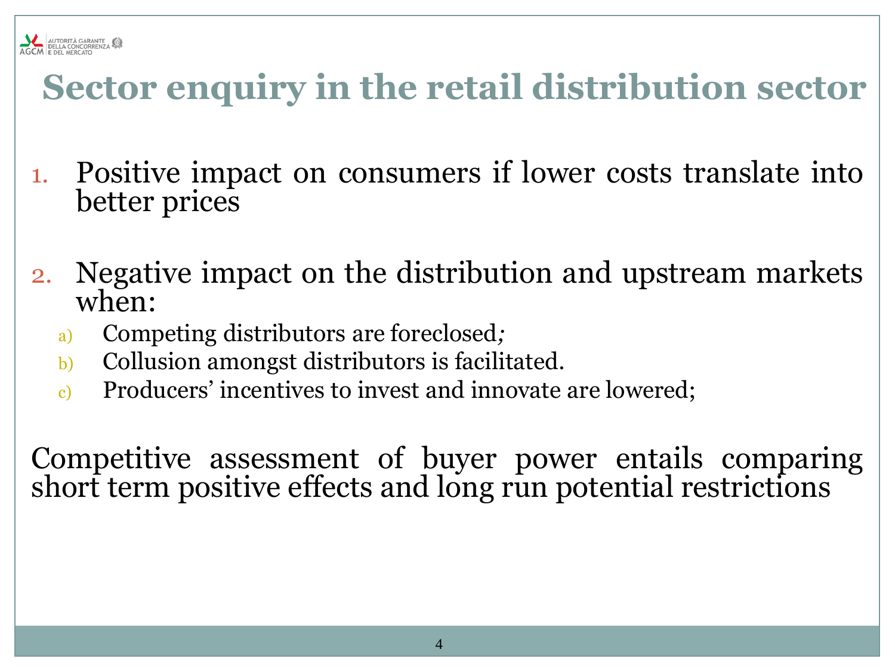# Sector enquiry in the retail distribution sector

1. Positive impact on consumers if lower costs translate into better prices

2. Negative impact on the distribution and upstream markets when:
   a) Competing distributors are foreclosed;
   b) Collusion amongst distributors is facilitated.
   c) Producers' incentives to invest and innovate are lowered;

Competitive assessment of buyer power entails comparing short term positive effects and long run potential restrictions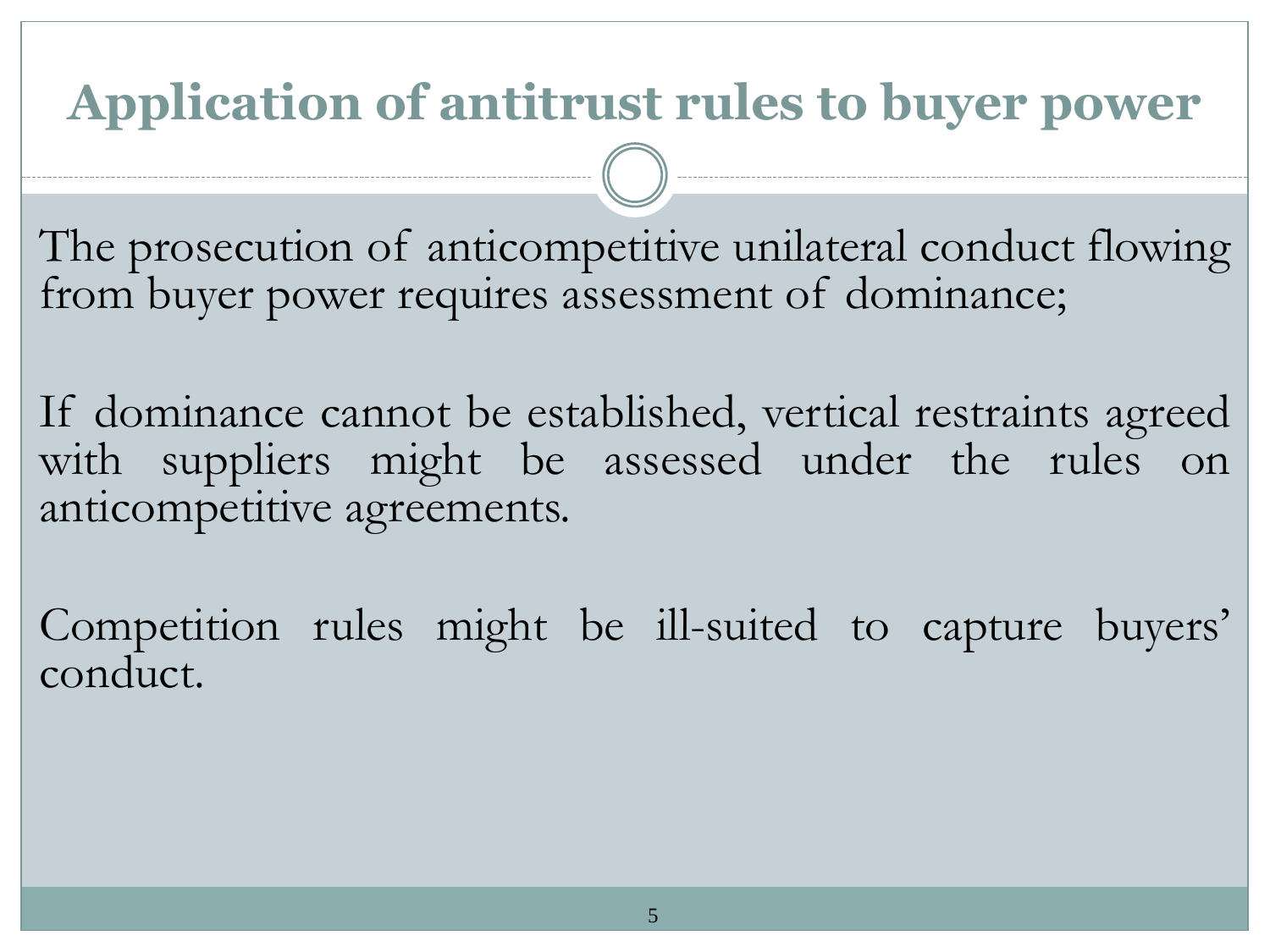# Application of antitrust rules to buyer power

The prosecution of anticompetitive unilateral conduct flowing from buyer power requires assessment of dominance;

If dominance cannot be established, vertical restraints agreed with suppliers might be assessed under the rules on anticompetitive agreements.

Competition rules might be ill-suited to capture buyers' conduct.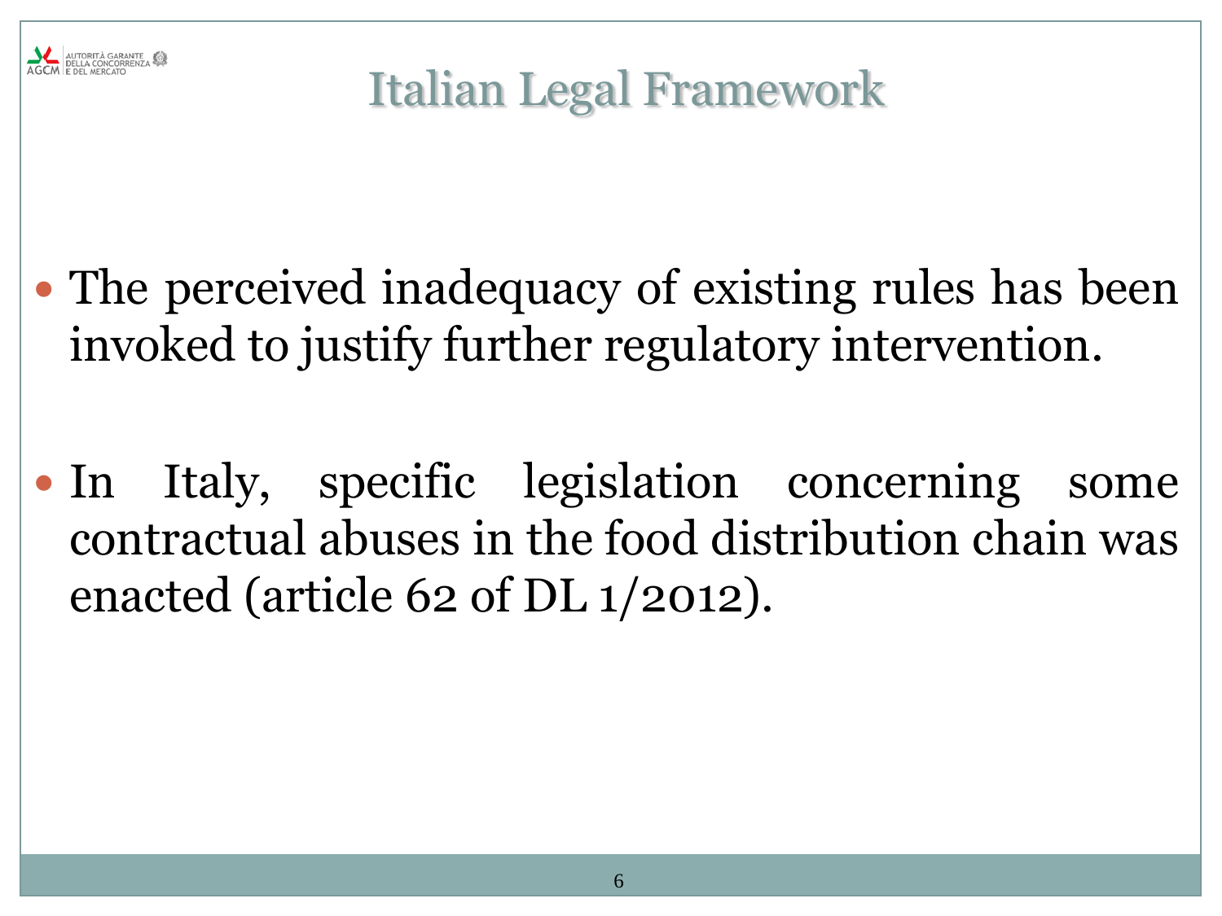# Italian Legal Framework

- The perceived inadequacy of existing rules has been invoked to justify further regulatory intervention.

- In Italy, specific legislation concerning some contractual abuses in the food distribution chain was enacted (article 62 of DL 1/2012).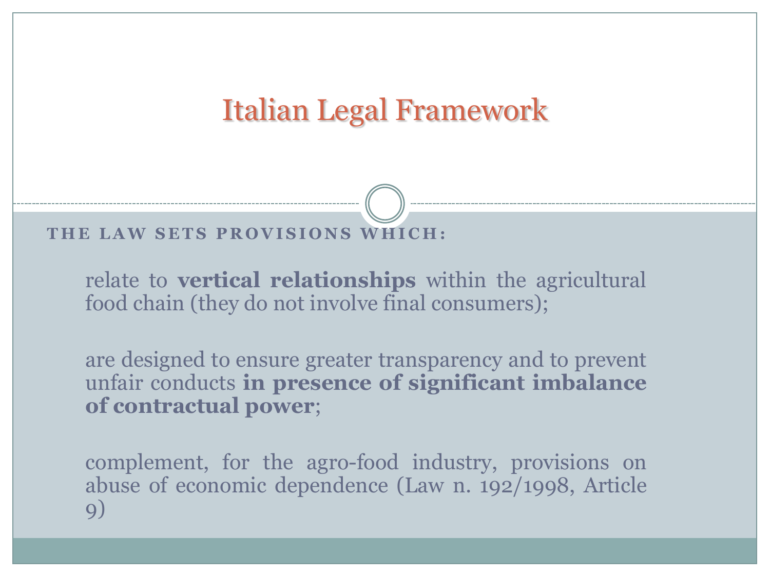# Italian Legal Framework

**THE LAW SETS PROVISIONS WHICH:**

relate to **vertical relationships** within the agricultural food chain (they do not involve final consumers);

are designed to ensure greater transparency and to prevent unfair conducts **in presence of significant imbalance of contractual power**;

complement, for the agro-food industry, provisions on abuse of economic dependence (Law n. 192/1998, Article 9)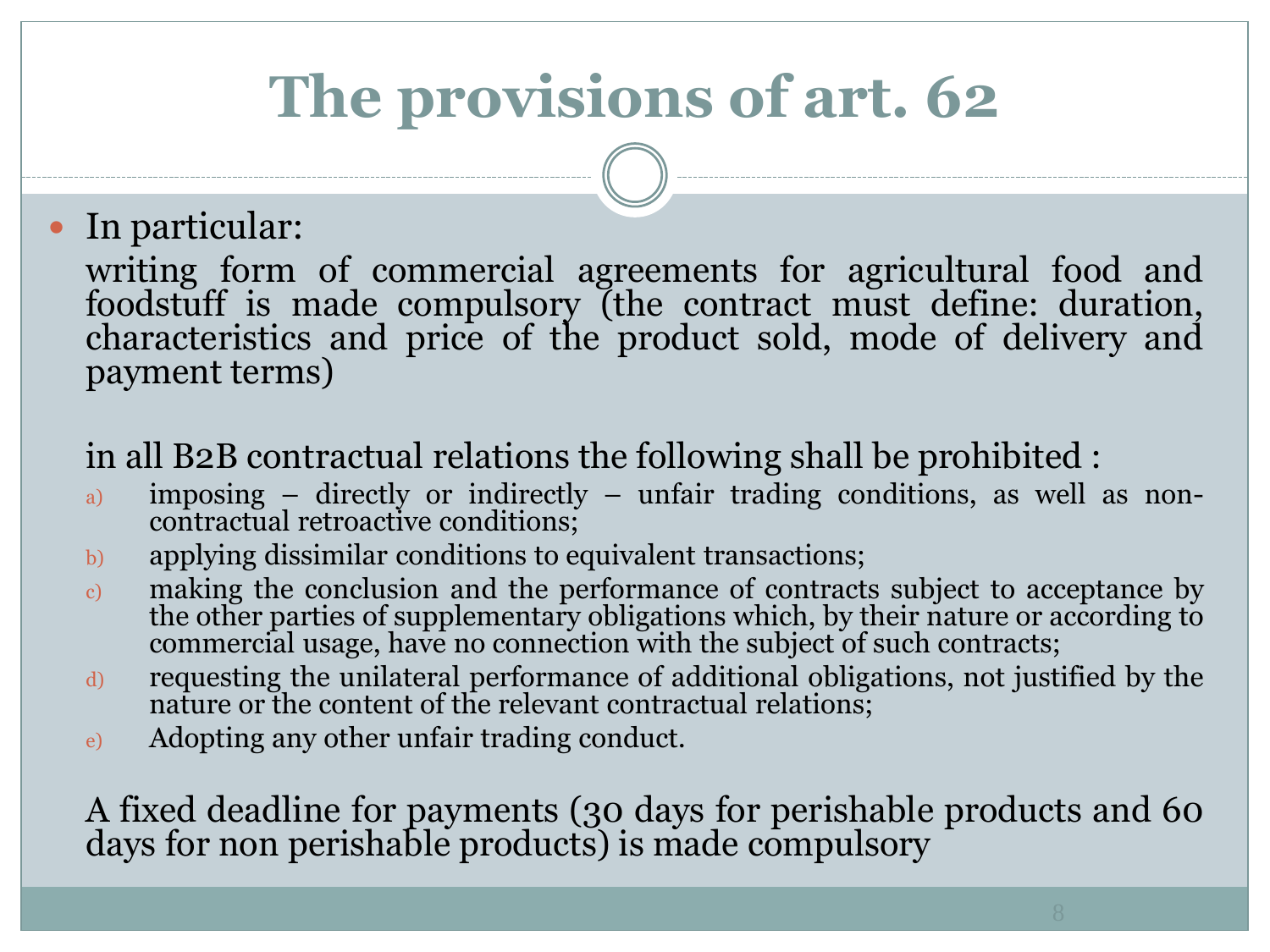# The provisions of art. 62

- In particular:

  writing form of commercial agreements for agricultural food and foodstuff is made compulsory (the contract must define: duration, characteristics and price of the product sold, mode of delivery and payment terms)

  in all B2B contractual relations the following shall be prohibited :

  a) imposing – directly or indirectly – unfair trading conditions, as well as non-contractual retroactive conditions;
  b) applying dissimilar conditions to equivalent transactions;
  c) making the conclusion and the performance of contracts subject to acceptance by the other parties of supplementary obligations which, by their nature or according to commercial usage, have no connection with the subject of such contracts;
  d) requesting the unilateral performance of additional obligations, not justified by the nature or the content of the relevant contractual relations;
  e) Adopting any other unfair trading conduct.

  A fixed deadline for payments (30 days for perishable products and 60 days for non perishable products) is made compulsory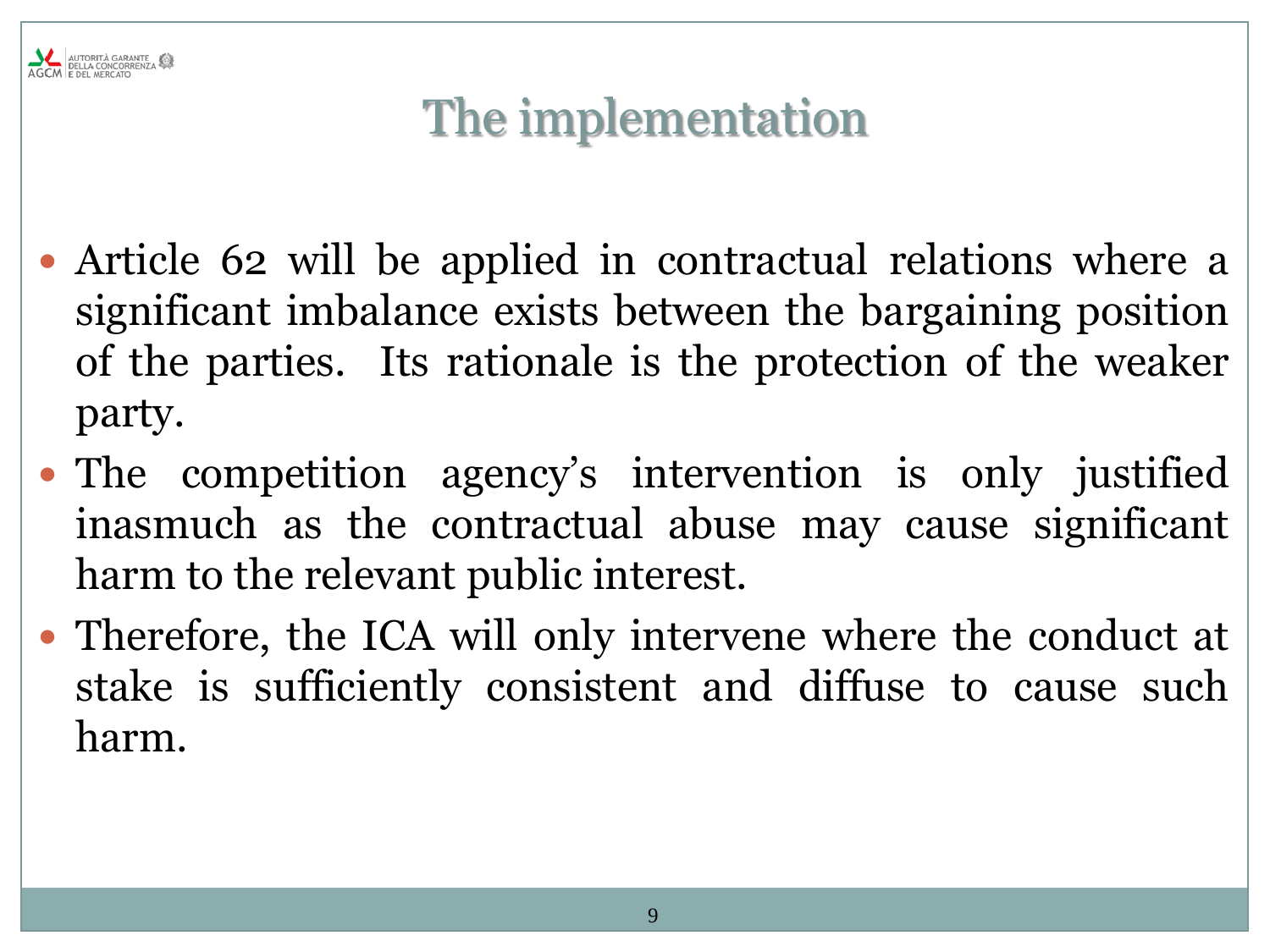# The implementation

- Article 62 will be applied in contractual relations where a significant imbalance exists between the bargaining position of the parties. Its rationale is the protection of the weaker party.
- The competition agency's intervention is only justified inasmuch as the contractual abuse may cause significant harm to the relevant public interest.
- Therefore, the ICA will only intervene where the conduct at stake is sufficiently consistent and diffuse to cause such harm.